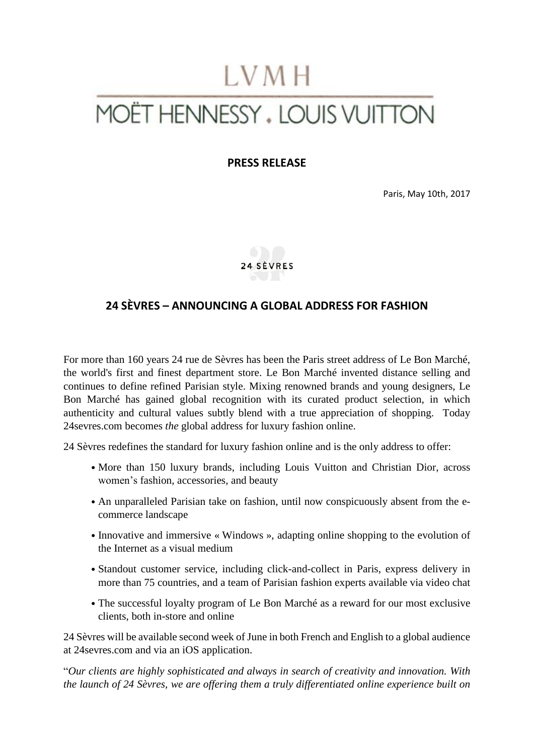LVMH

MOËT HENNESSY . LOUIS VUITTON

**PRESS RELEASE**

Paris, May 10th, 2017

24 SÈVRES

## 24 SÈVRES – ANNOUNCING A GLOBAL ADDRESS FOR FASHION

For more than 160 years 24 rue de Sèvres has been the Paris street address of Le Bon Marché, the world's first and finest department store. Le Bon Marché invented distance selling and continues to define refined Parisian style. Mixing renowned brands and young designers, Le Bon Marché has gained global recognition with its curated product selection, in which authenticity and cultural values subtly blend with a true appreciation of shopping. Today 24sevres.com becomes *the* global address for luxury fashion online.

24 Sèvres redefines the standard for luxury fashion online and is the only address to offer:

- More than 150 luxury brands, including Louis Vuitton and Christian Dior, across women's fashion, accessories, and beauty
- An unparalleled Parisian take on fashion, until now conspicuously absent from the e-commerce landscape
- Innovative and immersive « Windows », adapting online shopping to the evolution of the Internet as a visual medium
- Standout customer service, including click-and-collect in Paris, express delivery in more than 75 countries, and a team of Parisian fashion experts available via video chat
- The successful loyalty program of Le Bon Marché as a reward for our most exclusive clients, both in-store and online

24 Sèvres will be available second week of June in both French and English to a global audience at 24sevres.com and via an iOS application.

"*Our clients are highly sophisticated and always in search of creativity and innovation. With the launch of 24 Sèvres, we are offering them a truly differentiated online experience built on*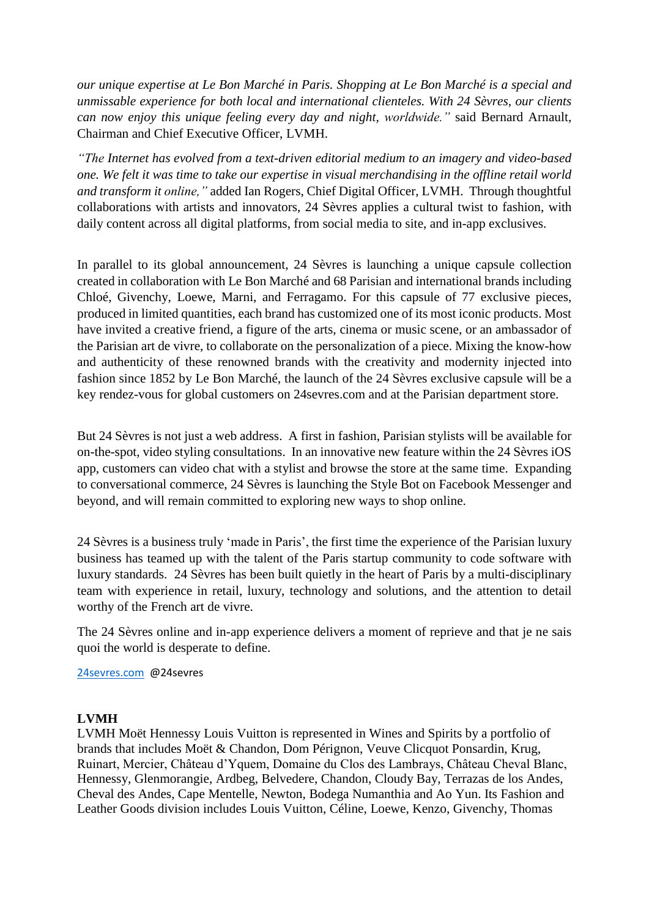*our unique expertise at Le Bon Marché in Paris. Shopping at Le Bon Marché is a special and unmissable experience for both local and international clienteles. With 24 Sèvres, our clients can now enjoy this unique feeling every day and night, worldwide."* said Bernard Arnault, Chairman and Chief Executive Officer, LVMH.

*"The Internet has evolved from a text-driven editorial medium to an imagery and video-based one. We felt it was time to take our expertise in visual merchandising in the offline retail world and transform it online,"* added Ian Rogers, Chief Digital Officer, LVMH. Through thoughtful collaborations with artists and innovators, 24 Sèvres applies a cultural twist to fashion, with daily content across all digital platforms, from social media to site, and in-app exclusives.

In parallel to its global announcement, 24 Sèvres is launching a unique capsule collection created in collaboration with Le Bon Marché and 68 Parisian and international brands including Chloé, Givenchy, Loewe, Marni, and Ferragamo. For this capsule of 77 exclusive pieces, produced in limited quantities, each brand has customized one of its most iconic products. Most have invited a creative friend, a figure of the arts, cinema or music scene, or an ambassador of the Parisian art de vivre, to collaborate on the personalization of a piece. Mixing the know-how and authenticity of these renowned brands with the creativity and modernity injected into fashion since 1852 by Le Bon Marché, the launch of the 24 Sèvres exclusive capsule will be a key rendez-vous for global customers on 24sevres.com and at the Parisian department store.

But 24 Sèvres is not just a web address. A first in fashion, Parisian stylists will be available for on-the-spot, video styling consultations. In an innovative new feature within the 24 Sèvres iOS app, customers can video chat with a stylist and browse the store at the same time. Expanding to conversational commerce, 24 Sèvres is launching the Style Bot on Facebook Messenger and beyond, and will remain committed to exploring new ways to shop online.

24 Sèvres is a business truly 'made in Paris', the first time the experience of the Parisian luxury business has teamed up with the talent of the Paris startup community to code software with luxury standards. 24 Sèvres has been built quietly in the heart of Paris by a multi-disciplinary team with experience in retail, luxury, technology and solutions, and the attention to detail worthy of the French art de vivre.

The 24 Sèvres online and in-app experience delivers a moment of reprieve and that je ne sais quoi the world is desperate to define.

24sevres.com @24sevres

**LVMH**
LVMH Moët Hennessy Louis Vuitton is represented in Wines and Spirits by a portfolio of brands that includes Moët & Chandon, Dom Pérignon, Veuve Clicquot Ponsardin, Krug, Ruinart, Mercier, Château d'Yquem, Domaine du Clos des Lambrays, Château Cheval Blanc, Hennessy, Glenmorangie, Ardbeg, Belvedere, Chandon, Cloudy Bay, Terrazas de los Andes, Cheval des Andes, Cape Mentelle, Newton, Bodega Numanthia and Ao Yun. Its Fashion and Leather Goods division includes Louis Vuitton, Céline, Loewe, Kenzo, Givenchy, Thomas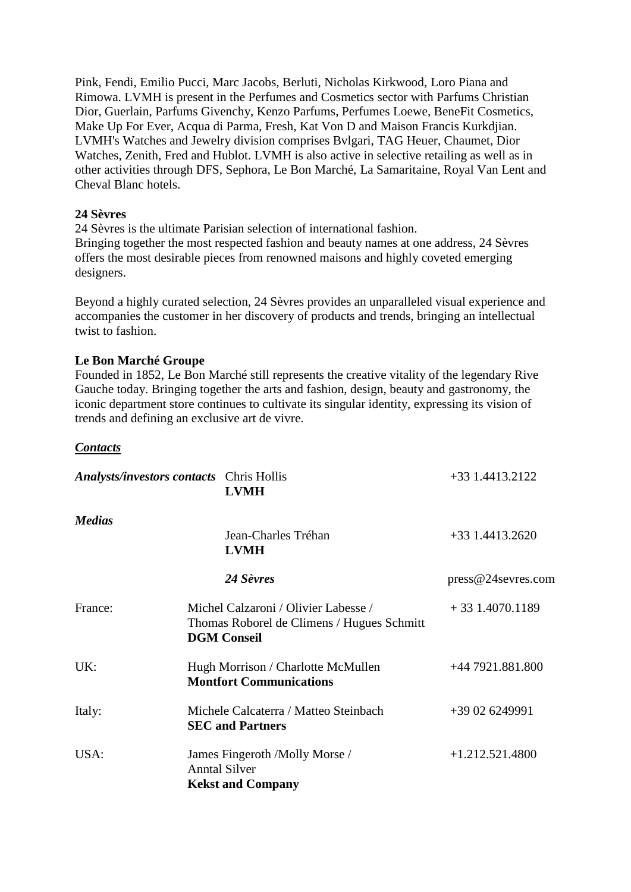Pink, Fendi, Emilio Pucci, Marc Jacobs, Berluti, Nicholas Kirkwood, Loro Piana and Rimowa. LVMH is present in the Perfumes and Cosmetics sector with Parfums Christian Dior, Guerlain, Parfums Givenchy, Kenzo Parfums, Perfumes Loewe, BeneFit Cosmetics, Make Up For Ever, Acqua di Parma, Fresh, Kat Von D and Maison Francis Kurkdjian. LVMH's Watches and Jewelry division comprises Bvlgari, TAG Heuer, Chaumet, Dior Watches, Zenith, Fred and Hublot. LVMH is also active in selective retailing as well as in other activities through DFS, Sephora, Le Bon Marché, La Samaritaine, Royal Van Lent and Cheval Blanc hotels.

**24 Sèvres**

24 Sèvres is the ultimate Parisian selection of international fashion.
Bringing together the most respected fashion and beauty names at one address, 24 Sèvres offers the most desirable pieces from renowned maisons and highly coveted emerging designers.

Beyond a highly curated selection, 24 Sèvres provides an unparalleled visual experience and accompanies the customer in her discovery of products and trends, bringing an intellectual twist to fashion.

**Le Bon Marché Groupe**

Founded in 1852, Le Bon Marché still represents the creative vitality of the legendary Rive Gauche today. Bringing together the arts and fashion, design, beauty and gastronomy, the iconic department store continues to cultivate its singular identity, expressing its vision of trends and defining an exclusive art de vivre.

***Contacts***

| | | |
|---|---|---|
| ***Analysts/investors contacts*** | Chris Hollis **LVMH** | +33 1.4413.2122 |
| ***Medias*** | Jean-Charles Tréhan **LVMH** | +33 1.4413.2620 |
| | ***24 Sèvres*** | press@24sevres.com |
| France: | Michel Calzaroni / Olivier Labesse / Thomas Roborel de Climens / Hugues Schmitt **DGM Conseil** | + 33 1.4070.1189 |
| UK: | Hugh Morrison / Charlotte McMullen **Montfort Communications** | +44 7921.881.800 |
| Italy: | Michele Calcaterra / Matteo Steinbach **SEC and Partners** | +39 02 6249991 |
| USA: | James Fingeroth /Molly Morse / Anntal Silver **Kekst and Company** | +1.212.521.4800 |